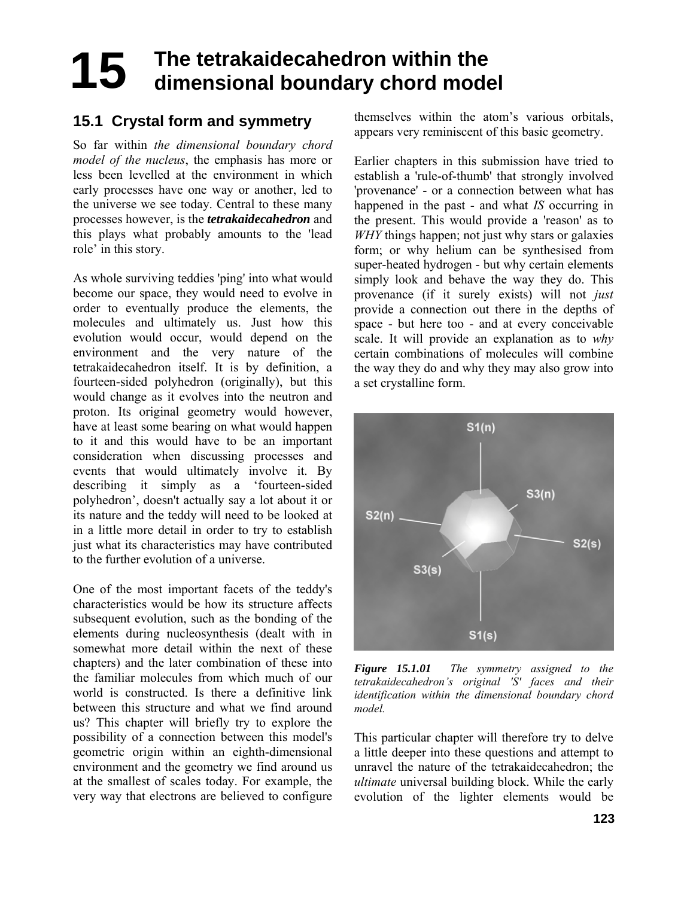# 15 The tetrakaidecahedron within the dimensional boundary chord model

## 15.1 Crystal form and symmetry

So far within *the dimensional boundary chord model of the nucleus*, the emphasis has more or less been levelled at the environment in which early processes have one way or another, led to the universe we see today. Central to these many processes however, is the ***tetrakaidecahedron*** and this plays what probably amounts to the 'lead role' in this story.

As whole surviving teddies 'ping' into what would become our space, they would need to evolve in order to eventually produce the elements, the molecules and ultimately us. Just how this evolution would occur, would depend on the environment and the very nature of the tetrakaidecahedron itself. It is by definition, a fourteen-sided polyhedron (originally), but this would change as it evolves into the neutron and proton. Its original geometry would however, have at least some bearing on what would happen to it and this would have to be an important consideration when discussing processes and events that would ultimately involve it. By describing it simply as a 'fourteen-sided polyhedron', doesn't actually say a lot about it or its nature and the teddy will need to be looked at in a little more detail in order to try to establish just what its characteristics may have contributed to the further evolution of a universe.

One of the most important facets of the teddy's characteristics would be how its structure affects subsequent evolution, such as the bonding of the elements during nucleosynthesis (dealt with in somewhat more detail within the next of these chapters) and the later combination of these into the familiar molecules from which much of our world is constructed. Is there a definitive link between this structure and what we find around us? This chapter will briefly try to explore the possibility of a connection between this model's geometric origin within an eighth-dimensional environment and the geometry we find around us at the smallest of scales today. For example, the very way that electrons are believed to configure themselves within the atom's various orbitals, appears very reminiscent of this basic geometry.

Earlier chapters in this submission have tried to establish a 'rule-of-thumb' that strongly involved 'provenance' - or a connection between what has happened in the past - and what *IS* occurring in the present. This would provide a 'reason' as to *WHY* things happen; not just why stars or galaxies form; or why helium can be synthesised from super-heated hydrogen - but why certain elements simply look and behave the way they do. This provenance (if it surely exists) will not *just* provide a connection out there in the depths of space - but here too - and at every conceivable scale. It will provide an explanation as to *why* certain combinations of molecules will combine the way they do and why they may also grow into a set crystalline form.

S1(n)
S3(n)
S2(n)
S2(s)
S3(s)
S1(s)

***Figure 15.1.01*** *The symmetry assigned to the tetrakaidecahedron's original 'S' faces and their identification within the dimensional boundary chord model.*

This particular chapter will therefore try to delve a little deeper into these questions and attempt to unravel the nature of the tetrakaidecahedron; the *ultimate* universal building block. While the early evolution of the lighter elements would be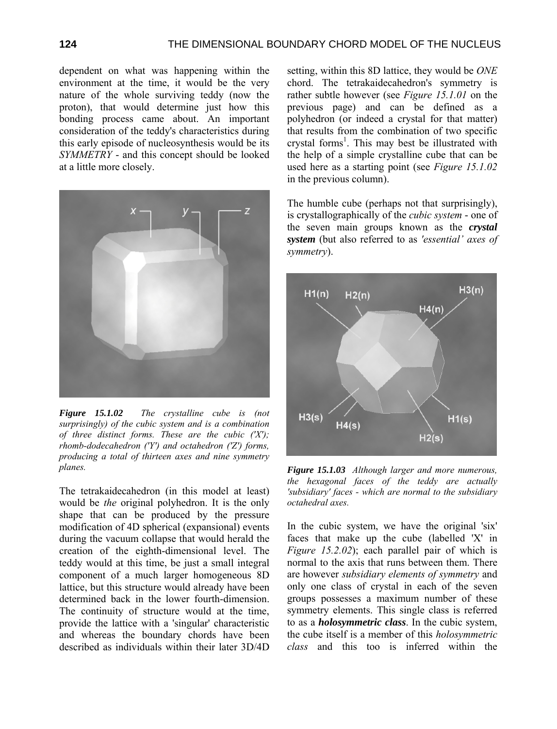dependent on what was happening within the environment at the time, it would be the very nature of the whole surviving teddy (now the proton), that would determine just how this bonding process came about. An important consideration of the teddy's characteristics during this early episode of nucleosynthesis would be its *SYMMETRY* - and this concept should be looked at a little more closely.

x
y
z

***Figure 15.1.02*** *The crystalline cube is (not surprisingly) of the cubic system and is a combination of three distinct forms. These are the cubic ('X'); rhomb-dodecahedron ('Y') and octahedron ('Z') forms, producing a total of thirteen axes and nine symmetry planes.*

The tetrakaidecahedron (in this model at least) would be *the* original polyhedron. It is the only shape that can be produced by the pressure modification of 4D spherical (expansional) events during the vacuum collapse that would herald the creation of the eighth-dimensional level. The teddy would at this time, be just a small integral component of a much larger homogeneous 8D lattice, but this structure would already have been determined back in the lower fourth-dimension. The continuity of structure would at the time, provide the lattice with a 'singular' characteristic and whereas the boundary chords have been described as individuals within their later 3D/4D setting, within this 8D lattice, they would be *ONE* chord. The tetrakaidecahedron's symmetry is rather subtle however (see *Figure 15.1.01* on the previous page) and can be defined as a polyhedron (or indeed a crystal for that matter) that results from the combination of two specific crystal forms[1]. This may best be illustrated with the help of a simple crystalline cube that can be used here as a starting point (see *Figure 15.1.02* in the previous column).

The humble cube (perhaps not that surprisingly), is crystallographically of the *cubic system* - one of the seven main groups known as the ***crystal system*** (but also referred to as *'essential' axes of symmetry*).

H1(n)
H2(n)
H3(n)
H4(n)
H3(s)
H4(s)
H1(s)
H2(s)

***Figure 15.1.03*** *Although larger and more numerous, the hexagonal faces of the teddy are actually 'subsidiary' faces - which are normal to the subsidiary octahedral axes.*

In the cubic system, we have the original 'six' faces that make up the cube (labelled 'X' in *Figure 15.2.02*); each parallel pair of which is normal to the axis that runs between them. There are however *subsidiary elements of symmetry* and only one class of crystal in each of the seven groups possesses a maximum number of these symmetry elements. This single class is referred to as a ***holosymmetric class***. In the cubic system, the cube itself is a member of this *holosymmetric class* and this too is inferred within the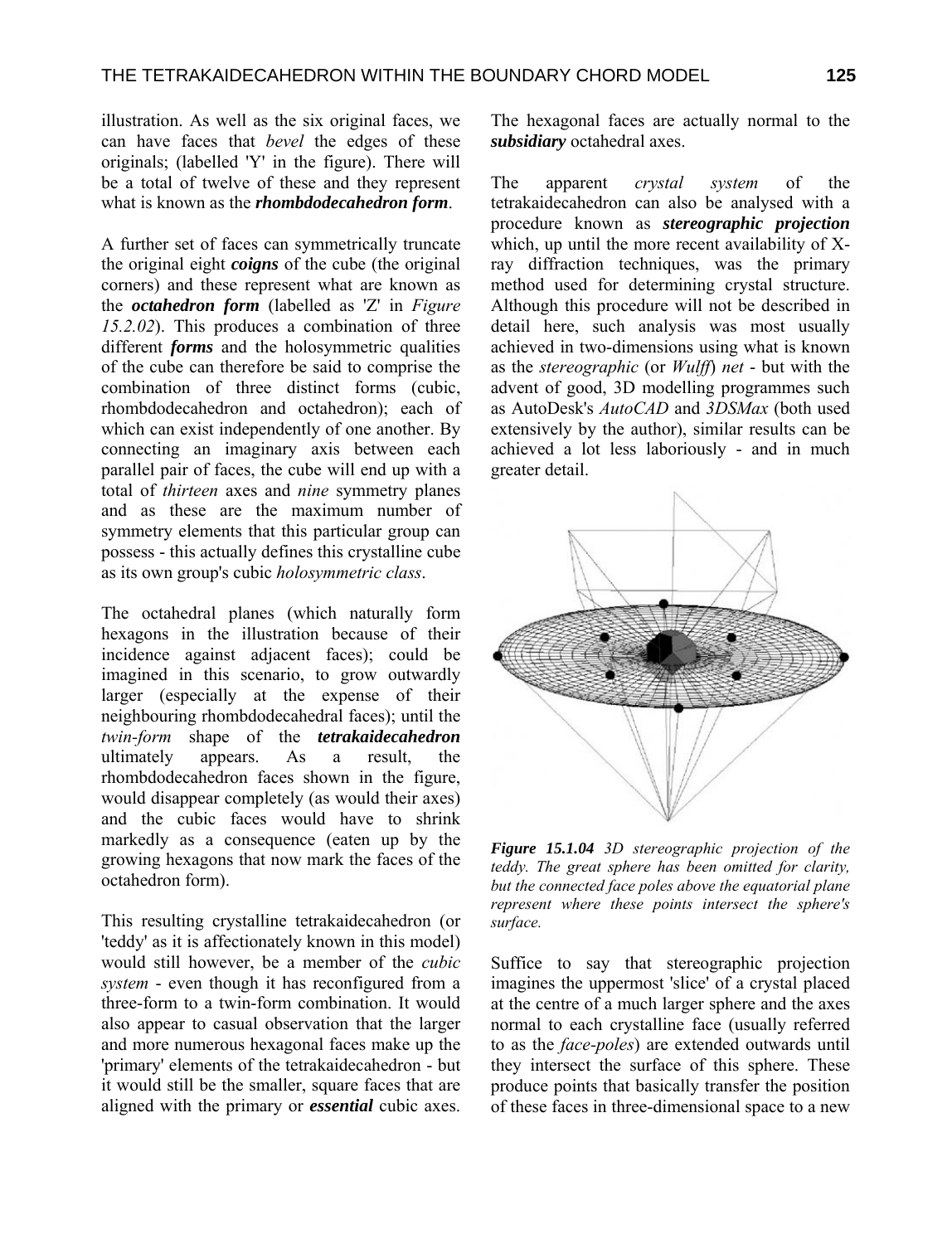illustration. As well as the six original faces, we can have faces that *bevel* the edges of these originals; (labelled 'Y' in the figure). There will be a total of twelve of these and they represent what is known as the ***rhombdodecahedron form***.

A further set of faces can symmetrically truncate the original eight ***coigns*** of the cube (the original corners) and these represent what are known as the ***octahedron form*** (labelled as 'Z' in *Figure 15.2.02*). This produces a combination of three different ***forms*** and the holosymmetric qualities of the cube can therefore be said to comprise the combination of three distinct forms (cubic, rhombdodecahedron and octahedron); each of which can exist independently of one another. By connecting an imaginary axis between each parallel pair of faces, the cube will end up with a total of *thirteen* axes and *nine* symmetry planes and as these are the maximum number of symmetry elements that this particular group can possess - this actually defines this crystalline cube as its own group's cubic *holosymmetric class*.

The octahedral planes (which naturally form hexagons in the illustration because of their incidence against adjacent faces); could be imagined in this scenario, to grow outwardly larger (especially at the expense of their neighbouring rhombdodecahedral faces); until the *twin-form* shape of the ***tetrakaidecahedron*** ultimately appears. As a result, the rhombdodecahedron faces shown in the figure, would disappear completely (as would their axes) and the cubic faces would have to shrink markedly as a consequence (eaten up by the growing hexagons that now mark the faces of the octahedron form).

This resulting crystalline tetrakaidecahedron (or 'teddy' as it is affectionately known in this model) would still however, be a member of the *cubic system* - even though it has reconfigured from a three-form to a twin-form combination. It would also appear to casual observation that the larger and more numerous hexagonal faces make up the 'primary' elements of the tetrakaidecahedron - but it would still be the smaller, square faces that are aligned with the primary or ***essential*** cubic axes. The hexagonal faces are actually normal to the ***subsidiary*** octahedral axes.

The apparent *crystal system* of the tetrakaidecahedron can also be analysed with a procedure known as ***stereographic projection*** which, up until the more recent availability of X-ray diffraction techniques, was the primary method used for determining crystal structure. Although this procedure will not be described in detail here, such analysis was most usually achieved in two-dimensions using what is known as the *stereographic* (or *Wulff*) *net* - but with the advent of good, 3D modelling programmes such as AutoDesk's *AutoCAD* and *3DSMax* (both used extensively by the author), similar results can be achieved a lot less laboriously - and in much greater detail.

***Figure 15.1.04*** *3D stereographic projection of the teddy. The great sphere has been omitted for clarity, but the connected face poles above the equatorial plane represent where these points intersect the sphere's surface.*

Suffice to say that stereographic projection imagines the uppermost 'slice' of a crystal placed at the centre of a much larger sphere and the axes normal to each crystalline face (usually referred to as the *face-poles*) are extended outwards until they intersect the surface of this sphere. These produce points that basically transfer the position of these faces in three-dimensional space to a new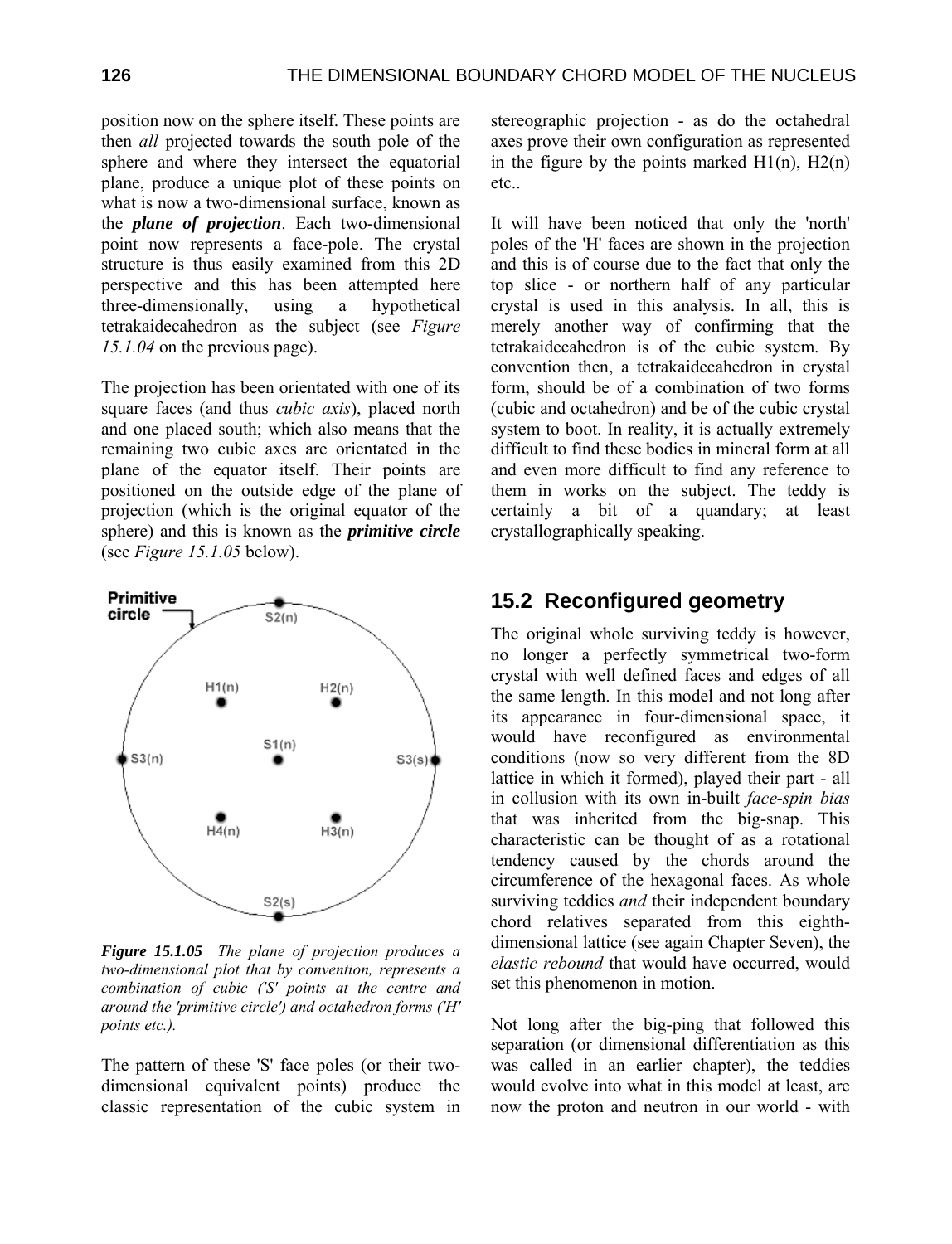position now on the sphere itself. These points are then *all* projected towards the south pole of the sphere and where they intersect the equatorial plane, produce a unique plot of these points on what is now a two-dimensional surface, known as the ***plane of projection***. Each two-dimensional point now represents a face-pole. The crystal structure is thus easily examined from this 2D perspective and this has been attempted here three-dimensionally, using a hypothetical tetrakaidecahedron as the subject (see *Figure 15.1.04* on the previous page).

The projection has been orientated with one of its square faces (and thus *cubic axis*), placed north and one placed south; which also means that the remaining two cubic axes are orientated in the plane of the equator itself. Their points are positioned on the outside edge of the plane of projection (which is the original equator of the sphere) and this is known as the ***primitive circle*** (see *Figure 15.1.05* below).

Primitive circle

S2(n)

H1(n)

H2(n)

S1(n)

S3(n)

S3(s)

H4(n)

H3(n)

S2(s)

***Figure 15.1.05*** *The plane of projection produces a two-dimensional plot that by convention, represents a combination of cubic ('S' points at the centre and around the 'primitive circle') and octahedron forms ('H' points etc.).*

The pattern of these 'S' face poles (or their two-dimensional equivalent points) produce the classic representation of the cubic system in stereographic projection - as do the octahedral axes prove their own configuration as represented in the figure by the points marked H1(n), H2(n) etc..

It will have been noticed that only the 'north' poles of the 'H' faces are shown in the projection and this is of course due to the fact that only the top slice - or northern half of any particular crystal is used in this analysis. In all, this is merely another way of confirming that the tetrakaidecahedron is of the cubic system. By convention then, a tetrakaidecahedron in crystal form, should be of a combination of two forms (cubic and octahedron) and be of the cubic crystal system to boot. In reality, it is actually extremely difficult to find these bodies in mineral form at all and even more difficult to find any reference to them in works on the subject. The teddy is certainly a bit of a quandary; at least crystallographically speaking.

## 15.2 Reconfigured geometry

The original whole surviving teddy is however, no longer a perfectly symmetrical two-form crystal with well defined faces and edges of all the same length. In this model and not long after its appearance in four-dimensional space, it would have reconfigured as environmental conditions (now so very different from the 8D lattice in which it formed), played their part - all in collusion with its own in-built *face-spin bias* that was inherited from the big-snap. This characteristic can be thought of as a rotational tendency caused by the chords around the circumference of the hexagonal faces. As whole surviving teddies *and* their independent boundary chord relatives separated from this eighth-dimensional lattice (see again Chapter Seven), the *elastic rebound* that would have occurred, would set this phenomenon in motion.

Not long after the big-ping that followed this separation (or dimensional differentiation as this was called in an earlier chapter), the teddies would evolve into what in this model at least, are now the proton and neutron in our world - with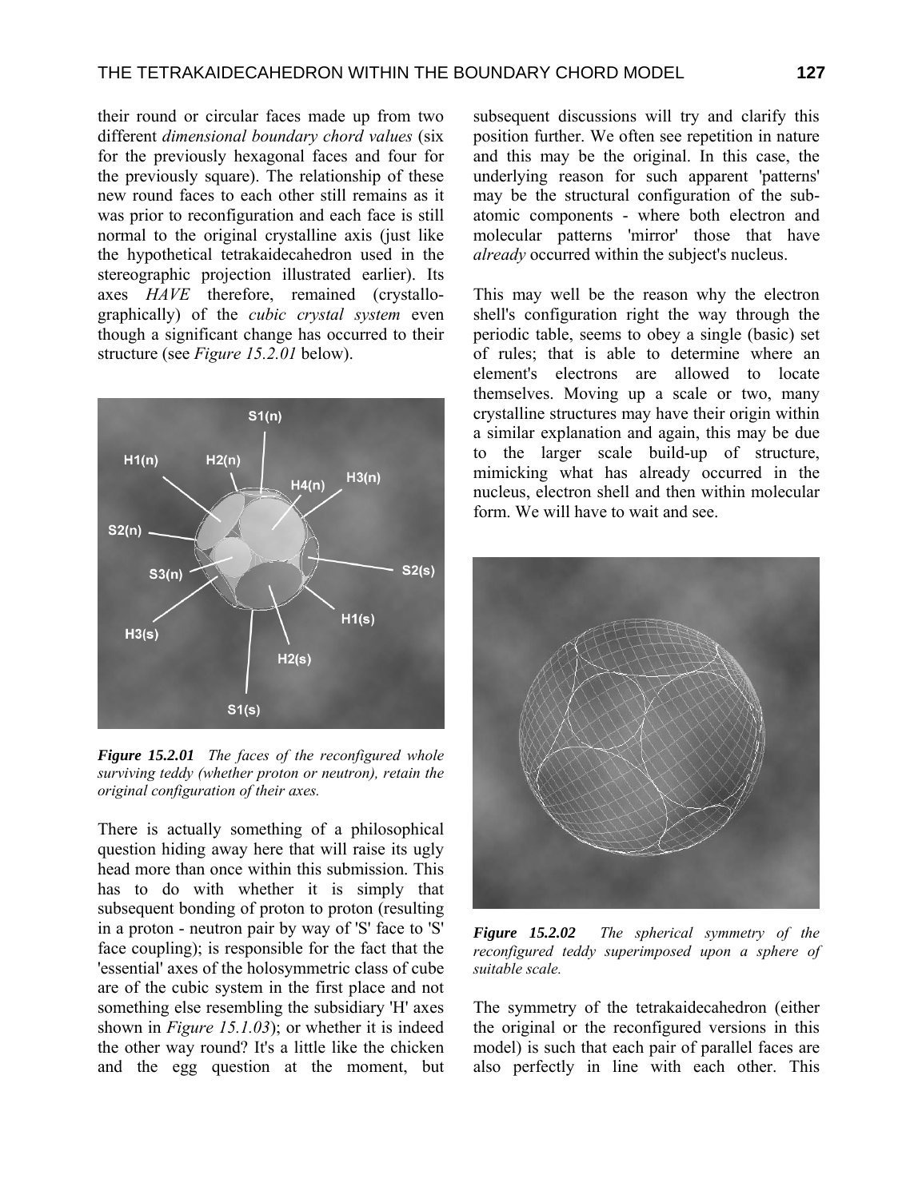their round or circular faces made up from two different *dimensional boundary chord values* (six for the previously hexagonal faces and four for the previously square). The relationship of these new round faces to each other still remains as it was prior to reconfiguration and each face is still normal to the original crystalline axis (just like the hypothetical tetrakaidecahedron used in the stereographic projection illustrated earlier). Its axes *HAVE* therefore, remained (crystallographically) of the *cubic crystal system* even though a significant change has occurred to their structure (see *Figure 15.2.01* below).

S1(n)
H1(n)
H2(n)
H4(n)
H3(n)
S2(n)
S3(n)
S2(s)
H1(s)
H3(s)
H2(s)
S1(s)

***Figure 15.2.01*** *The faces of the reconfigured whole surviving teddy (whether proton or neutron), retain the original configuration of their axes.*

There is actually something of a philosophical question hiding away here that will raise its ugly head more than once within this submission. This has to do with whether it is simply that subsequent bonding of proton to proton (resulting in a proton - neutron pair by way of 'S' face to 'S' face coupling); is responsible for the fact that the 'essential' axes of the holosymmetric class of cube are of the cubic system in the first place and not something else resembling the subsidiary 'H' axes shown in *Figure 15.1.03*); or whether it is indeed the other way round? It's a little like the chicken and the egg question at the moment, but subsequent discussions will try and clarify this position further. We often see repetition in nature and this may be the original. In this case, the underlying reason for such apparent 'patterns' may be the structural configuration of the sub-atomic components - where both electron and molecular patterns 'mirror' those that have *already* occurred within the subject's nucleus.

This may well be the reason why the electron shell's configuration right the way through the periodic table, seems to obey a single (basic) set of rules; that is able to determine where an element's electrons are allowed to locate themselves. Moving up a scale or two, many crystalline structures may have their origin within a similar explanation and again, this may be due to the larger scale build-up of structure, mimicking what has already occurred in the nucleus, electron shell and then within molecular form. We will have to wait and see.

***Figure 15.2.02*** *The spherical symmetry of the reconfigured teddy superimposed upon a sphere of suitable scale.*

The symmetry of the tetrakaidecahedron (either the original or the reconfigured versions in this model) is such that each pair of parallel faces are also perfectly in line with each other. This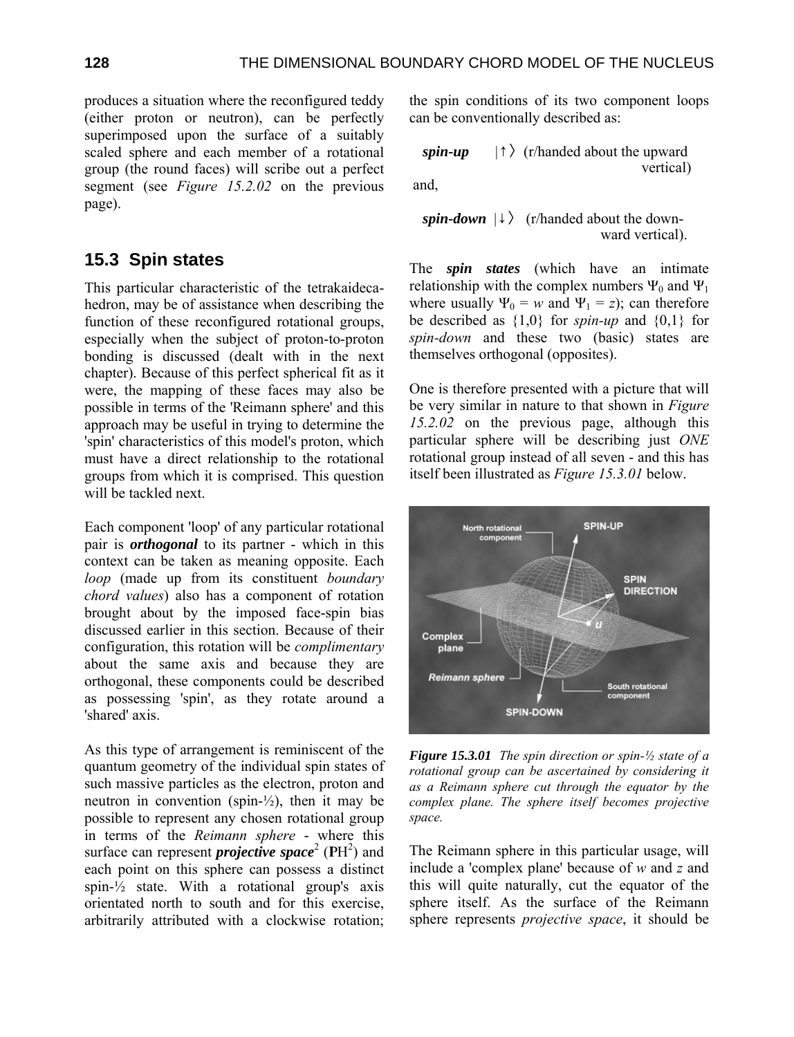produces a situation where the reconfigured teddy (either proton or neutron), can be perfectly superimposed upon the surface of a suitably scaled sphere and each member of a rotational group (the round faces) will scribe out a perfect segment (see *Figure 15.2.02* on the previous page).

## 15.3 Spin states

This particular characteristic of the tetrakaideca-hedron, may be of assistance when describing the function of these reconfigured rotational groups, especially when the subject of proton-to-proton bonding is discussed (dealt with in the next chapter). Because of this perfect spherical fit as it were, the mapping of these faces may also be possible in terms of the 'Reimann sphere' and this approach may be useful in trying to determine the 'spin' characteristics of this model's proton, which must have a direct relationship to the rotational groups from which it is comprised. This question will be tackled next.

Each component 'loop' of any particular rotational pair is ***orthogonal*** to its partner - which in this context can be taken as meaning opposite. Each *loop* (made up from its constituent *boundary chord values*) also has a component of rotation brought about by the imposed face-spin bias discussed earlier in this section. Because of their configuration, this rotation will be *complimentary* about the same axis and because they are orthogonal, these components could be described as possessing 'spin', as they rotate around a 'shared' axis.

As this type of arrangement is reminiscent of the quantum geometry of the individual spin states of such massive particles as the electron, proton and neutron in convention (spin-½), then it may be possible to represent any chosen rotational group in terms of the *Reimann sphere* - where this surface can represent ***projective space***[2] ($\mathbf{P}H^2$) and each point on this sphere can possess a distinct spin-½ state. With a rotational group's axis orientated north to south and for this exercise, arbitrarily attributed with a clockwise rotation; the spin conditions of its two component loops can be conventionally described as:

***spin-up*** $|\uparrow\rangle$ (r/handed about the upward vertical)

and,

***spin-down*** $|\downarrow\rangle$ (r/handed about the downward vertical).

The ***spin states*** (which have an intimate relationship with the complex numbers $\Psi_0$ and $\Psi_1$ where usually $\Psi_0 = w$ and $\Psi_1 = z$); can therefore be described as {1,0} for *spin-up* and {0,1} for *spin-down* and these two (basic) states are themselves orthogonal (opposites).

One is therefore presented with a picture that will be very similar in nature to that shown in *Figure 15.2.02* on the previous page, although this particular sphere will be describing just *ONE* rotational group instead of all seven - and this has itself been illustrated as *Figure 15.3.01* below.

North rotational component
SPIN-UP
SPIN DIRECTION
u
Complex plane
Reimann sphere
South rotational component
SPIN-DOWN

***Figure 15.3.01*** *The spin direction or spin-½ state of a rotational group can be ascertained by considering it as a Reimann sphere cut through the equator by the complex plane. The sphere itself becomes projective space.*

The Reimann sphere in this particular usage, will include a 'complex plane' because of *w* and *z* and this will quite naturally, cut the equator of the sphere itself. As the surface of the Reimann sphere represents *projective space*, it should be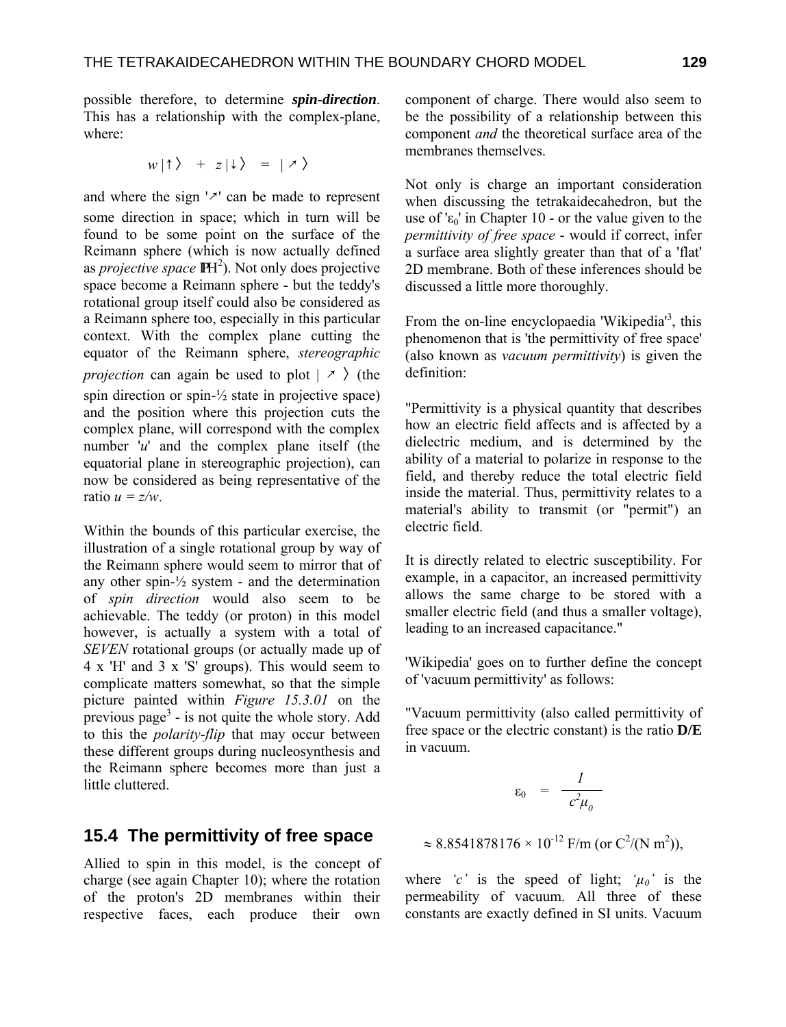possible therefore, to determine ***spin-direction***. This has a relationship with the complex-plane, where:

$$w\,|\uparrow\rangle \;+\; z\,|\downarrow\rangle \;=\; |\nearrow\rangle$$

and where the sign '↗' can be made to represent some direction in space; which in turn will be found to be some point on the surface of the Reimann sphere (which is now actually defined as *projective space* $\mathbb{P}H^2$). Not only does projective space become a Reimann sphere - but the teddy's rotational group itself could also be considered as a Reimann sphere too, especially in this particular context. With the complex plane cutting the equator of the Reimann sphere, *stereographic projection* can again be used to plot $|\nearrow\rangle$ (the spin direction or spin-½ state in projective space) and the position where this projection cuts the complex plane, will correspond with the complex number '$u$' and the complex plane itself (the equatorial plane in stereographic projection), can now be considered as being representative of the ratio $u = z/w$.

Within the bounds of this particular exercise, the illustration of a single rotational group by way of the Reimann sphere would seem to mirror that of any other spin-½ system - and the determination of *spin direction* would also seem to be achievable. The teddy (or proton) in this model however, is actually a system with a total of *SEVEN* rotational groups (or actually made up of 4 x 'H' and 3 x 'S' groups). This would seem to complicate matters somewhat, so that the simple picture painted within *Figure 15.3.01* on the previous page[3] - is not quite the whole story. Add to this the *polarity-flip* that may occur between these different groups during nucleosynthesis and the Reimann sphere becomes more than just a little cluttered.

## 15.4 The permittivity of free space

Allied to spin in this model, is the concept of charge (see again Chapter 10); where the rotation of the proton's 2D membranes within their respective faces, each produce their own component of charge. There would also seem to be the possibility of a relationship between this component *and* the theoretical surface area of the membranes themselves.

Not only is charge an important consideration when discussing the tetrakaidecahedron, but the use of '$\varepsilon_0$' in Chapter 10 - or the value given to the *permittivity of free space* - would if correct, infer a surface area slightly greater than that of a 'flat' 2D membrane. Both of these inferences should be discussed a little more thoroughly.

From the on-line encyclopaedia 'Wikipedia'[3], this phenomenon that is 'the permittivity of free space' (also known as *vacuum permittivity*) is given the definition:

"Permittivity is a physical quantity that describes how an electric field affects and is affected by a dielectric medium, and is determined by the ability of a material to polarize in response to the field, and thereby reduce the total electric field inside the material. Thus, permittivity relates to a material's ability to transmit (or "permit") an electric field.

It is directly related to electric susceptibility. For example, in a capacitor, an increased permittivity allows the same charge to be stored with a smaller electric field (and thus a smaller voltage), leading to an increased capacitance."

'Wikipedia' goes on to further define the concept of 'vacuum permittivity' as follows:

"Vacuum permittivity (also called permittivity of free space or the electric constant) is the ratio **D/E** in vacuum.

$$\varepsilon_0 \;=\; \frac{1}{c^2\mu_0}$$

$$\approx 8.8541878176 \times 10^{-12} \text{ F/m (or } C^2/(N\,m^2)),$$

where '$c$' is the speed of light; '$\mu_0$' is the permeability of vacuum. All three of these constants are exactly defined in SI units. Vacuum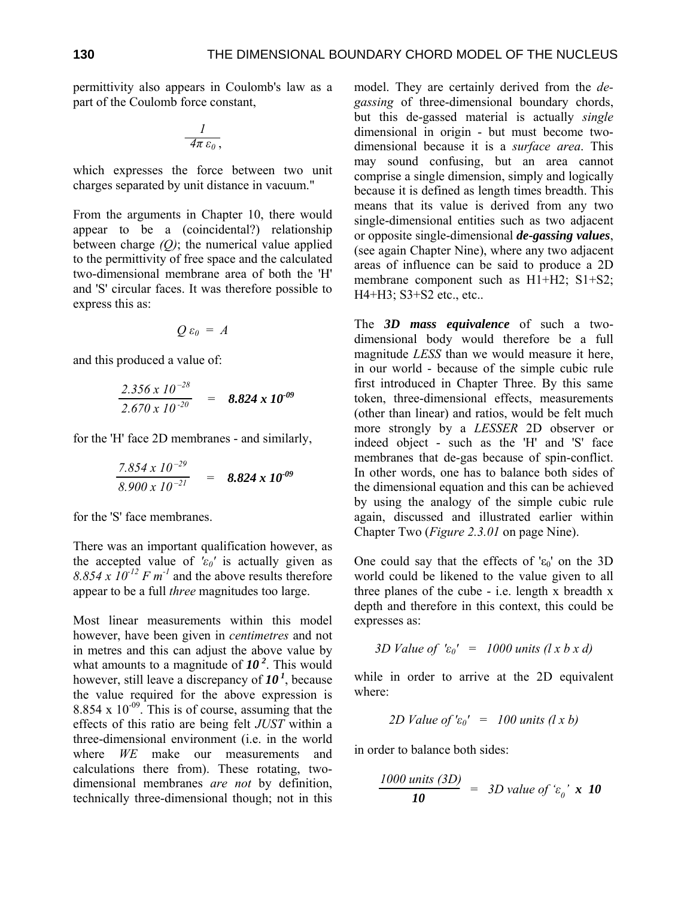permittivity also appears in Coulomb's law as a part of the Coulomb force constant,

$$\frac{1}{4\pi \varepsilon_0},$$

which expresses the force between two unit charges separated by unit distance in vacuum."

From the arguments in Chapter 10, there would appear to be a (coincidental?) relationship between charge *(Q)*; the numerical value applied to the permittivity of free space and the calculated two-dimensional membrane area of both the 'H' and 'S' circular faces. It was therefore possible to express this as:

$$Q\,\varepsilon_0 \;=\; A$$

and this produced a value of:

$$\frac{2.356 \times 10^{-28}}{2.670 \times 10^{-20}} \;=\; \mathbf{8.824 \times 10^{-09}}$$

for the 'H' face 2D membranes - and similarly,

$$\frac{7.854 \times 10^{-29}}{8.900 \times 10^{-21}} \;=\; \mathbf{8.824 \times 10^{-09}}$$

for the 'S' face membranes.

There was an important qualification however, as the accepted value of *'$\varepsilon_0$'* is actually given as *$8.854 \times 10^{-12}$ F $m^{-1}$* and the above results therefore appear to be a full *three* magnitudes too large.

Most linear measurements within this model however, have been given in *centimetres* and not in metres and this can adjust the above value by what amounts to a magnitude of ***$10^2$***. This would however, still leave a discrepancy of ***$10^1$***, because the value required for the above expression is $8.854 \times 10^{-09}$. This is of course, assuming that the effects of this ratio are being felt *JUST* within a three-dimensional environment (i.e. in the world where *WE* make our measurements and calculations there from). These rotating, two-dimensional membranes *are not* by definition, technically three-dimensional though; not in this model. They are certainly derived from the *de-gassing* of three-dimensional boundary chords, but this de-gassed material is actually *single* dimensional in origin - but must become two-dimensional because it is a *surface area*. This may sound confusing, but an area cannot comprise a single dimension, simply and logically because it is defined as length times breadth. This means that its value is derived from any two single-dimensional entities such as two adjacent or opposite single-dimensional ***de-gassing values***, (see again Chapter Nine), where any two adjacent areas of influence can be said to produce a 2D membrane component such as H1+H2; S1+S2; H4+H3; S3+S2 etc., etc..

The ***3D mass equivalence*** of such a two-dimensional body would therefore be a full magnitude *LESS* than we would measure it here, in our world - because of the simple cubic rule first introduced in Chapter Three. By this same token, three-dimensional effects, measurements (other than linear) and ratios, would be felt much more strongly by a *LESSER* 2D observer or indeed object - such as the 'H' and 'S' face membranes that de-gas because of spin-conflict. In other words, one has to balance both sides of the dimensional equation and this can be achieved by using the analogy of the simple cubic rule again, discussed and illustrated earlier within Chapter Two (*Figure 2.3.01* on page Nine).

One could say that the effects of '$\varepsilon_0$' on the 3D world could be likened to the value given to all three planes of the cube - i.e. length x breadth x depth and therefore in this context, this could be expresses as:

$$\text{3D Value of } '\varepsilon_0' \;=\; 1000 \text{ units } (l \times b \times d)$$

while in order to arrive at the 2D equivalent where:

$$\text{2D Value of } '\varepsilon_0' \;=\; 100 \text{ units } (l \times b)$$

in order to balance both sides:

$$\frac{1000 \text{ units (3D)}}{\mathbf{10}} \;=\; \text{3D value of } '\varepsilon_0' \;\mathbf{x\ 10}$$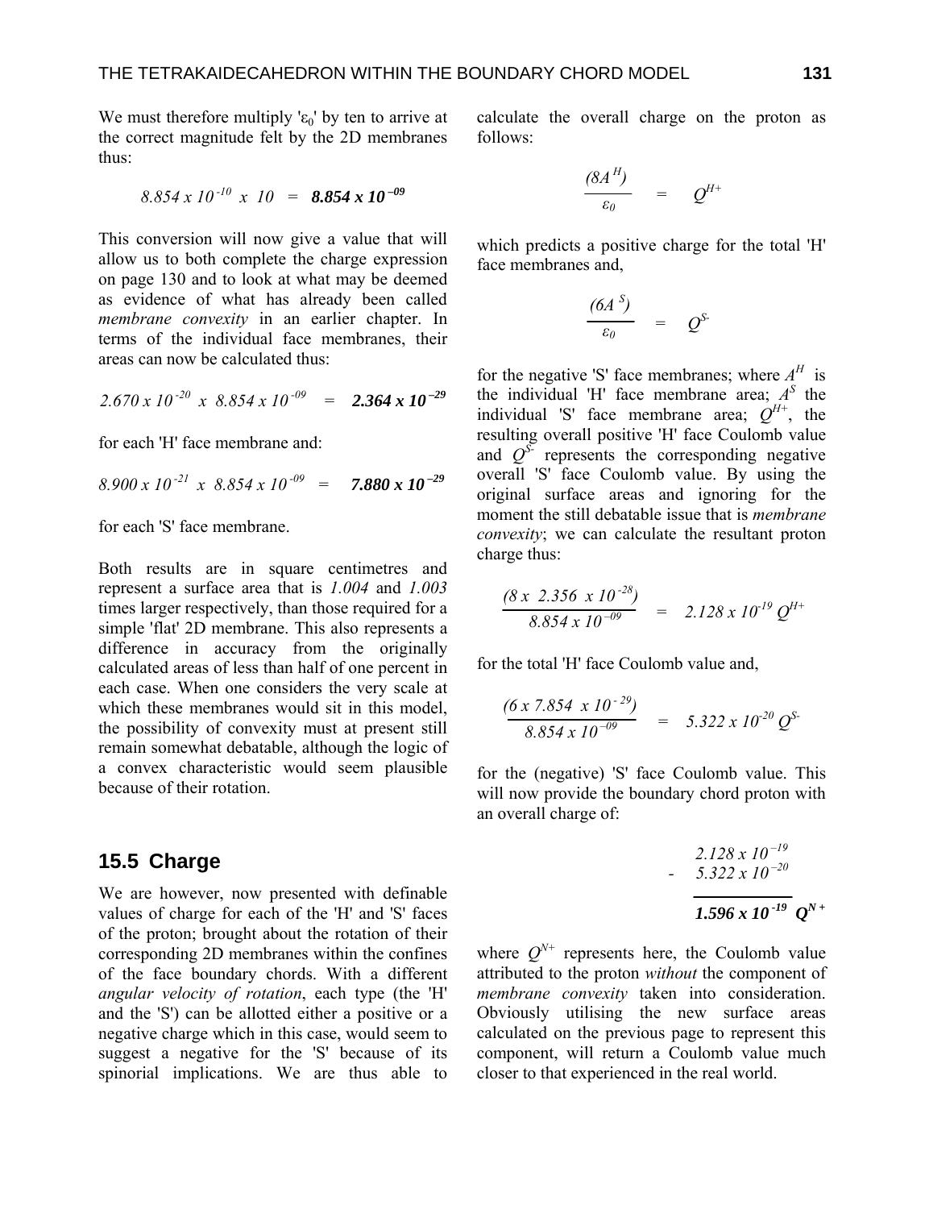We must therefore multiply '$\varepsilon_0$' by ten to arrive at the correct magnitude felt by the 2D membranes thus:

$$8.854 \times 10^{-10} \times 10 = \mathbf{8.854 \times 10^{-09}}$$

This conversion will now give a value that will allow us to both complete the charge expression on page 130 and to look at what may be deemed as evidence of what has already been called *membrane convexity* in an earlier chapter. In terms of the individual face membranes, their areas can now be calculated thus:

$$2.670 \times 10^{-20} \times 8.854 \times 10^{-09} = \mathbf{2.364 \times 10^{-29}}$$

for each 'H' face membrane and:

$$8.900 \times 10^{-21} \times 8.854 \times 10^{-09} = \mathbf{7.880 \times 10^{-29}}$$

for each 'S' face membrane.

Both results are in square centimetres and represent a surface area that is *1.004* and *1.003* times larger respectively, than those required for a simple 'flat' 2D membrane. This also represents a difference in accuracy from the originally calculated areas of less than half of one percent in each case. When one considers the very scale at which these membranes would sit in this model, the possibility of convexity must at present still remain somewhat debatable, although the logic of a convex characteristic would seem plausible because of their rotation.

## 15.5 Charge

We are however, now presented with definable values of charge for each of the 'H' and 'S' faces of the proton; brought about the rotation of their corresponding 2D membranes within the confines of the face boundary chords. With a different *angular velocity of rotation*, each type (the 'H' and the 'S') can be allotted either a positive or a negative charge which in this case, would seem to suggest a negative for the 'S' because of its spinorial implications. We are thus able to calculate the overall charge on the proton as follows:

$$\frac{(8A^{H})}{\varepsilon_0} = Q^{H+}$$

which predicts a positive charge for the total 'H' face membranes and,

$$\frac{(6A^{S})}{\varepsilon_0} = Q^{S-}$$

for the negative 'S' face membranes; where $A^H$ is the individual 'H' face membrane area; $A^S$ the individual 'S' face membrane area; $Q^{H+}$, the resulting overall positive 'H' face Coulomb value and $Q^{S-}$ represents the corresponding negative overall 'S' face Coulomb value. By using the original surface areas and ignoring for the moment the still debatable issue that is *membrane convexity*; we can calculate the resultant proton charge thus:

$$\frac{(8 \times 2.356 \times 10^{-28})}{8.854 \times 10^{-09}} = 2.128 \times 10^{-19}\, Q^{H+}$$

for the total 'H' face Coulomb value and,

$$\frac{(6 \times 7.854 \times 10^{-29})}{8.854 \times 10^{-09}} = 5.322 \times 10^{-20}\, Q^{S-}$$

for the (negative) 'S' face Coulomb value. This will now provide the boundary chord proton with an overall charge of:

$$\begin{array}{r} 2.128 \times 10^{-19} \\ -\quad 5.322 \times 10^{-20} \\ \hline \mathbf{1.596 \times 10^{-19}}\; Q^{N+} \end{array}$$

where $Q^{N+}$ represents here, the Coulomb value attributed to the proton *without* the component of *membrane convexity* taken into consideration. Obviously utilising the new surface areas calculated on the previous page to represent this component, will return a Coulomb value much closer to that experienced in the real world.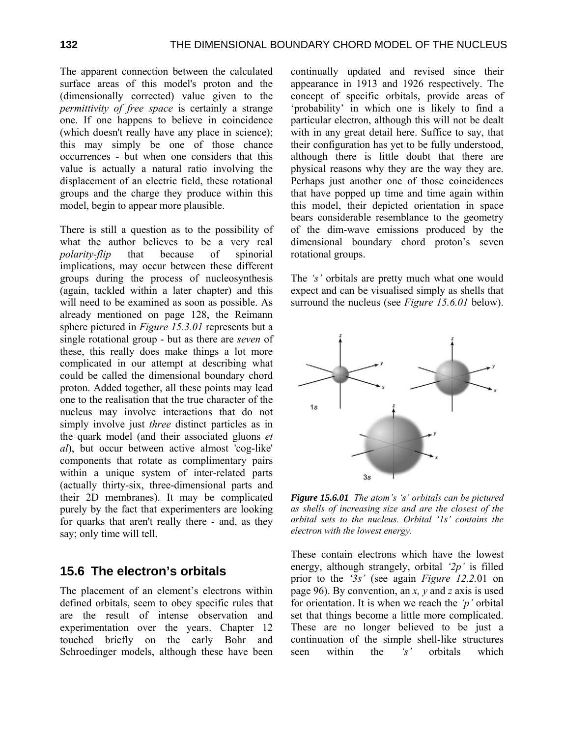The apparent connection between the calculated surface areas of this model's proton and the (dimensionally corrected) value given to the *permittivity of free space* is certainly a strange one. If one happens to believe in coincidence (which doesn't really have any place in science); this may simply be one of those chance occurrences - but when one considers that this value is actually a natural ratio involving the displacement of an electric field, these rotational groups and the charge they produce within this model, begin to appear more plausible.

There is still a question as to the possibility of what the author believes to be a very real *polarity-flip* that because of spinorial implications, may occur between these different groups during the process of nucleosynthesis (again, tackled within a later chapter) and this will need to be examined as soon as possible. As already mentioned on page 128, the Reimann sphere pictured in *Figure 15.3.01* represents but a single rotational group - but as there are *seven* of these, this really does make things a lot more complicated in our attempt at describing what could be called the dimensional boundary chord proton. Added together, all these points may lead one to the realisation that the true character of the nucleus may involve interactions that do not simply involve just *three* distinct particles as in the quark model (and their associated gluons *et al*), but occur between active almost 'cog-like' components that rotate as complimentary pairs within a unique system of inter-related parts (actually thirty-six, three-dimensional parts and their 2D membranes). It may be complicated purely by the fact that experimenters are looking for quarks that aren't really there - and, as they say; only time will tell.

## 15.6 The electron's orbitals

The placement of an element's electrons within defined orbitals, seem to obey specific rules that are the result of intense observation and experimentation over the years. Chapter 12 touched briefly on the early Bohr and Schroedinger models, although these have been continually updated and revised since their appearance in 1913 and 1926 respectively. The concept of specific orbitals, provide areas of 'probability' in which one is likely to find a particular electron, although this will not be dealt with in any great detail here. Suffice to say, that their configuration has yet to be fully understood, although there is little doubt that there are physical reasons why they are the way they are. Perhaps just another one of those coincidences that have popped up time and time again within this model, their depicted orientation in space bears considerable resemblance to the geometry of the dim-wave emissions produced by the dimensional boundary chord proton's seven rotational groups.

The *'s'* orbitals are pretty much what one would expect and can be visualised simply as shells that surround the nucleus (see *Figure 15.6.01* below).

1s

3s

***Figure 15.6.01*** *The atom's 's' orbitals can be pictured as shells of increasing size and are the closest of the orbital sets to the nucleus. Orbital '1s' contains the electron with the lowest energy.*

These contain electrons which have the lowest energy, although strangely, orbital *'2p'* is filled prior to the *'3s'* (see again *Figure 12.2.*01 on page 96). By convention, an *x, y* and *z* axis is used for orientation. It is when we reach the *'p'* orbital set that things become a little more complicated. These are no longer believed to be just a continuation of the simple shell-like structures seen within the *'s'* orbitals which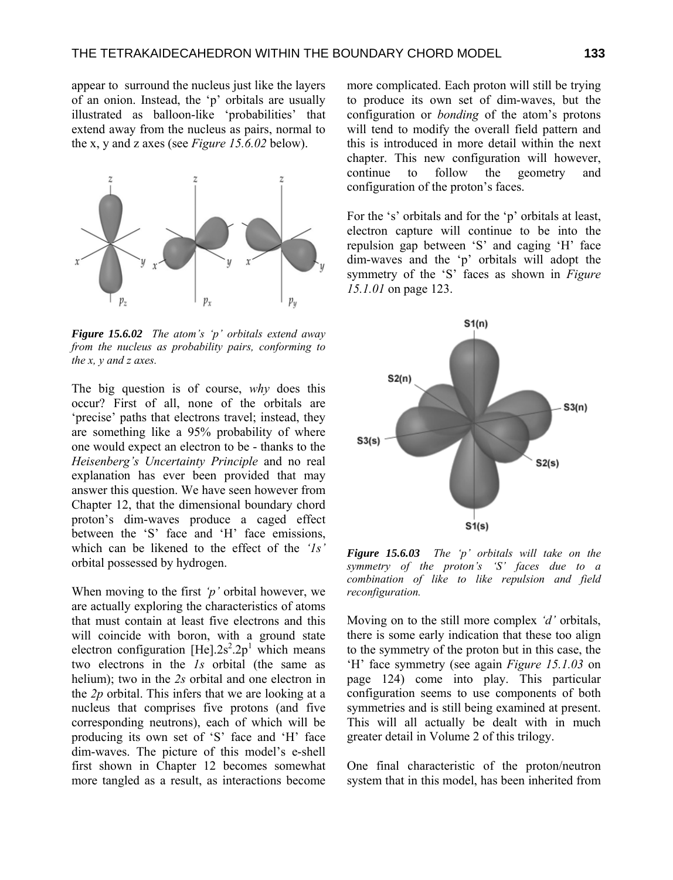appear to surround the nucleus just like the layers of an onion. Instead, the 'p' orbitals are usually illustrated as balloon-like 'probabilities' that extend away from the nucleus as pairs, normal to the x, y and z axes (see *Figure 15.6.02* below).

z
x
y
$p_z$
z
x
y
$p_x$
z
x
y
$p_y$

***Figure 15.6.02*** *The atom's 'p' orbitals extend away from the nucleus as probability pairs, conforming to the x, y and z axes.*

The big question is of course, *why* does this occur? First of all, none of the orbitals are 'precise' paths that electrons travel; instead, they are something like a 95% probability of where one would expect an electron to be - thanks to the *Heisenberg's Uncertainty Principle* and no real explanation has ever been provided that may answer this question. We have seen however from Chapter 12, that the dimensional boundary chord proton's dim-waves produce a caged effect between the 'S' face and 'H' face emissions, which can be likened to the effect of the *'1s'* orbital possessed by hydrogen.

When moving to the first *'p'* orbital however, we are actually exploring the characteristics of atoms that must contain at least five electrons and this will coincide with boron, with a ground state electron configuration $[He].2s^2.2p^1$ which means two electrons in the *1s* orbital (the same as helium); two in the *2s* orbital and one electron in the *2p* orbital. This infers that we are looking at a nucleus that comprises five protons (and five corresponding neutrons), each of which will be producing its own set of 'S' face and 'H' face dim-waves. The picture of this model's e-shell first shown in Chapter 12 becomes somewhat more tangled as a result, as interactions become more complicated. Each proton will still be trying to produce its own set of dim-waves, but the configuration or *bonding* of the atom's protons will tend to modify the overall field pattern and this is introduced in more detail within the next chapter. This new configuration will however, continue to follow the geometry and configuration of the proton's faces.

For the 's' orbitals and for the 'p' orbitals at least, electron capture will continue to be into the repulsion gap between 'S' and caging 'H' face dim-waves and the 'p' orbitals will adopt the symmetry of the 'S' faces as shown in *Figure 15.1.01* on page 123.

S1(n)
S2(n)
S3(n)
S3(s)
S2(s)
S1(s)

***Figure 15.6.03*** *The 'p' orbitals will take on the symmetry of the proton's 'S' faces due to a combination of like to like repulsion and field reconfiguration.*

Moving on to the still more complex *'d'* orbitals, there is some early indication that these too align to the symmetry of the proton but in this case, the 'H' face symmetry (see again *Figure 15.1.03* on page 124) come into play. This particular configuration seems to use components of both symmetries and is still being examined at present. This will all actually be dealt with in much greater detail in Volume 2 of this trilogy.

One final characteristic of the proton/neutron system that in this model, has been inherited from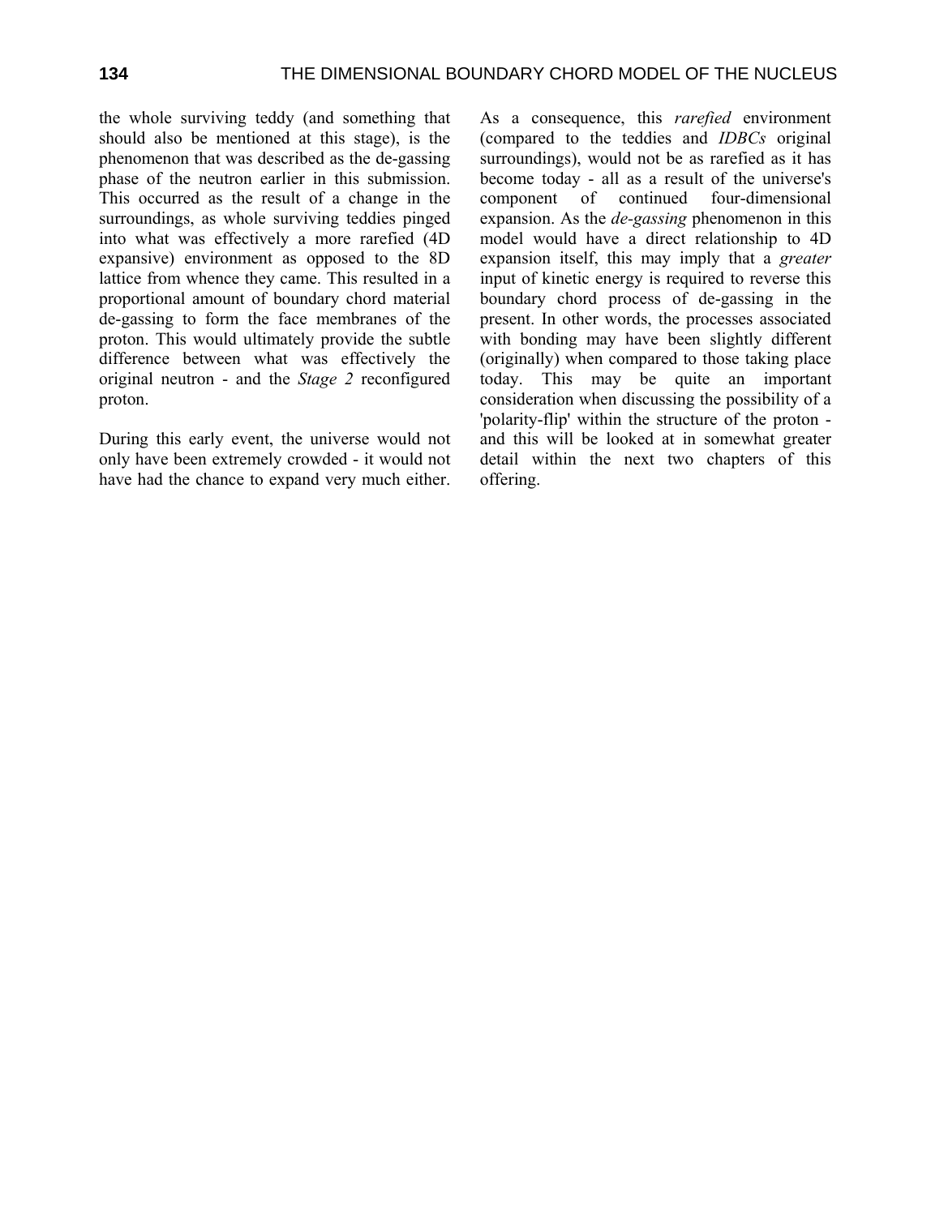the whole surviving teddy (and something that should also be mentioned at this stage), is the phenomenon that was described as the de-gassing phase of the neutron earlier in this submission. This occurred as the result of a change in the surroundings, as whole surviving teddies pinged into what was effectively a more rarefied (4D expansive) environment as opposed to the 8D lattice from whence they came. This resulted in a proportional amount of boundary chord material de-gassing to form the face membranes of the proton. This would ultimately provide the subtle difference between what was effectively the original neutron - and the *Stage 2* reconfigured proton.

During this early event, the universe would not only have been extremely crowded - it would not have had the chance to expand very much either. As a consequence, this *rarefied* environment (compared to the teddies and *IDBCs* original surroundings), would not be as rarefied as it has become today - all as a result of the universe's component of continued four-dimensional expansion. As the *de-gassing* phenomenon in this model would have a direct relationship to 4D expansion itself, this may imply that a *greater* input of kinetic energy is required to reverse this boundary chord process of de-gassing in the present. In other words, the processes associated with bonding may have been slightly different (originally) when compared to those taking place today. This may be quite an important consideration when discussing the possibility of a 'polarity-flip' within the structure of the proton - and this will be looked at in somewhat greater detail within the next two chapters of this offering.